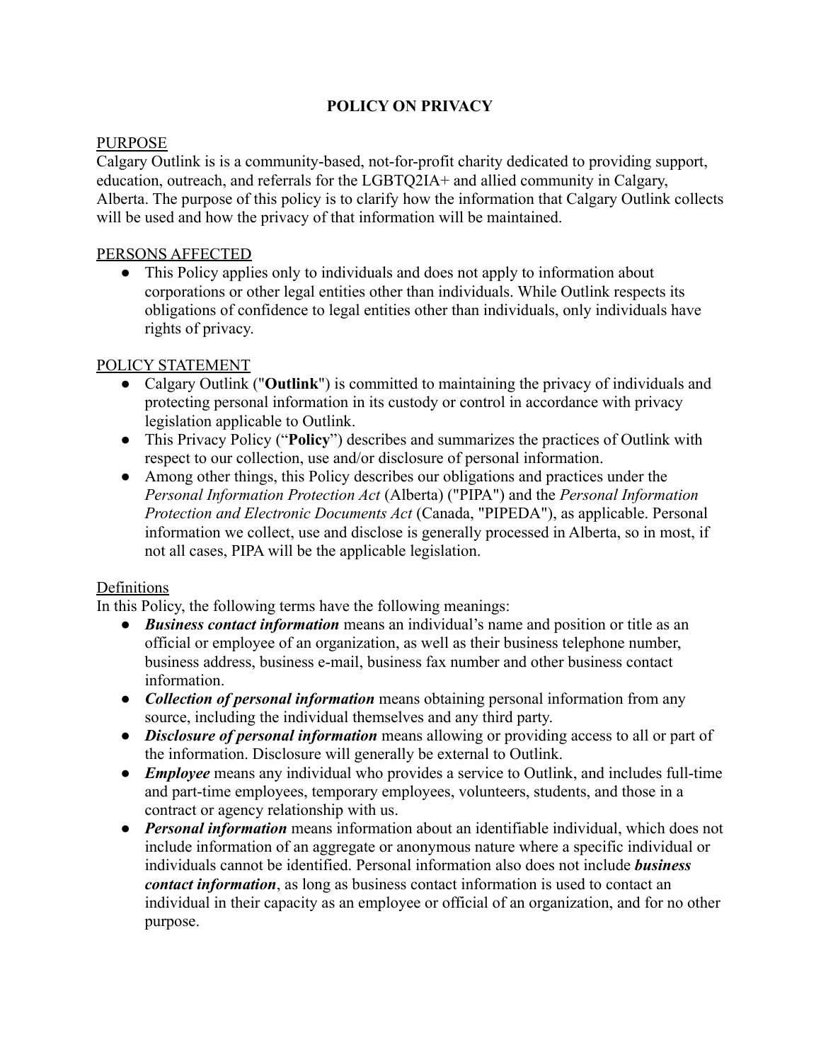# POLICY ON PRIVACY

## PURPOSE

Calgary Outlink is is a community-based, not-for-profit charity dedicated to providing support, education, outreach, and referrals for the LGBTQ2IA+ and allied community in Calgary, Alberta. The purpose of this policy is to clarify how the information that Calgary Outlink collects will be used and how the privacy of that information will be maintained.

## PERSONS AFFECTED

- This Policy applies only to individuals and does not apply to information about corporations or other legal entities other than individuals. While Outlink respects its obligations of confidence to legal entities other than individuals, only individuals have rights of privacy.

## POLICY STATEMENT

- Calgary Outlink ("**Outlink**") is committed to maintaining the privacy of individuals and protecting personal information in its custody or control in accordance with privacy legislation applicable to Outlink.
- This Privacy Policy ("**Policy**") describes and summarizes the practices of Outlink with respect to our collection, use and/or disclosure of personal information.
- Among other things, this Policy describes our obligations and practices under the *Personal Information Protection Act* (Alberta) ("PIPA") and the *Personal Information Protection and Electronic Documents Act* (Canada, "PIPEDA"), as applicable. Personal information we collect, use and disclose is generally processed in Alberta, so in most, if not all cases, PIPA will be the applicable legislation.

### Definitions

In this Policy, the following terms have the following meanings:

- ***Business contact information*** means an individual's name and position or title as an official or employee of an organization, as well as their business telephone number, business address, business e-mail, business fax number and other business contact information.
- ***Collection of personal information*** means obtaining personal information from any source, including the individual themselves and any third party.
- ***Disclosure of personal information*** means allowing or providing access to all or part of the information. Disclosure will generally be external to Outlink.
- ***Employee*** means any individual who provides a service to Outlink, and includes full-time and part-time employees, temporary employees, volunteers, students, and those in a contract or agency relationship with us.
- ***Personal information*** means information about an identifiable individual, which does not include information of an aggregate or anonymous nature where a specific individual or individuals cannot be identified. Personal information also does not include ***business contact information***, as long as business contact information is used to contact an individual in their capacity as an employee or official of an organization, and for no other purpose.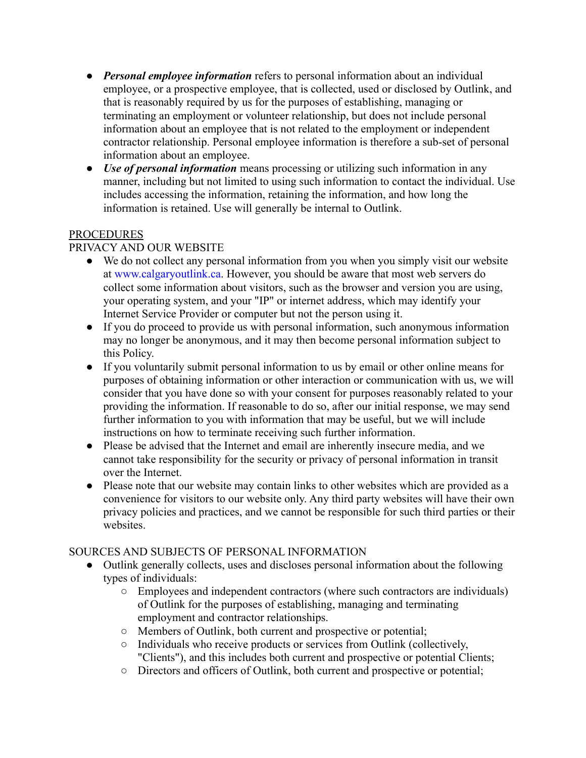- ***Personal employee information*** refers to personal information about an individual employee, or a prospective employee, that is collected, used or disclosed by Outlink, and that is reasonably required by us for the purposes of establishing, managing or terminating an employment or volunteer relationship, but does not include personal information about an employee that is not related to the employment or independent contractor relationship. Personal employee information is therefore a sub-set of personal information about an employee.
- ***Use of personal information*** means processing or utilizing such information in any manner, including but not limited to using such information to contact the individual. Use includes accessing the information, retaining the information, and how long the information is retained. Use will generally be internal to Outlink.

PROCEDURES

PRIVACY AND OUR WEBSITE

- We do not collect any personal information from you when you simply visit our website at www.calgaryoutlink.ca. However, you should be aware that most web servers do collect some information about visitors, such as the browser and version you are using, your operating system, and your "IP" or internet address, which may identify your Internet Service Provider or computer but not the person using it.
- If you do proceed to provide us with personal information, such anonymous information may no longer be anonymous, and it may then become personal information subject to this Policy.
- If you voluntarily submit personal information to us by email or other online means for purposes of obtaining information or other interaction or communication with us, we will consider that you have done so with your consent for purposes reasonably related to your providing the information. If reasonable to do so, after our initial response, we may send further information to you with information that may be useful, but we will include instructions on how to terminate receiving such further information.
- Please be advised that the Internet and email are inherently insecure media, and we cannot take responsibility for the security or privacy of personal information in transit over the Internet.
- Please note that our website may contain links to other websites which are provided as a convenience for visitors to our website only. Any third party websites will have their own privacy policies and practices, and we cannot be responsible for such third parties or their websites.

SOURCES AND SUBJECTS OF PERSONAL INFORMATION

- Outlink generally collects, uses and discloses personal information about the following types of individuals:
  - Employees and independent contractors (where such contractors are individuals) of Outlink for the purposes of establishing, managing and terminating employment and contractor relationships.
  - Members of Outlink, both current and prospective or potential;
  - Individuals who receive products or services from Outlink (collectively, "Clients"), and this includes both current and prospective or potential Clients;
  - Directors and officers of Outlink, both current and prospective or potential;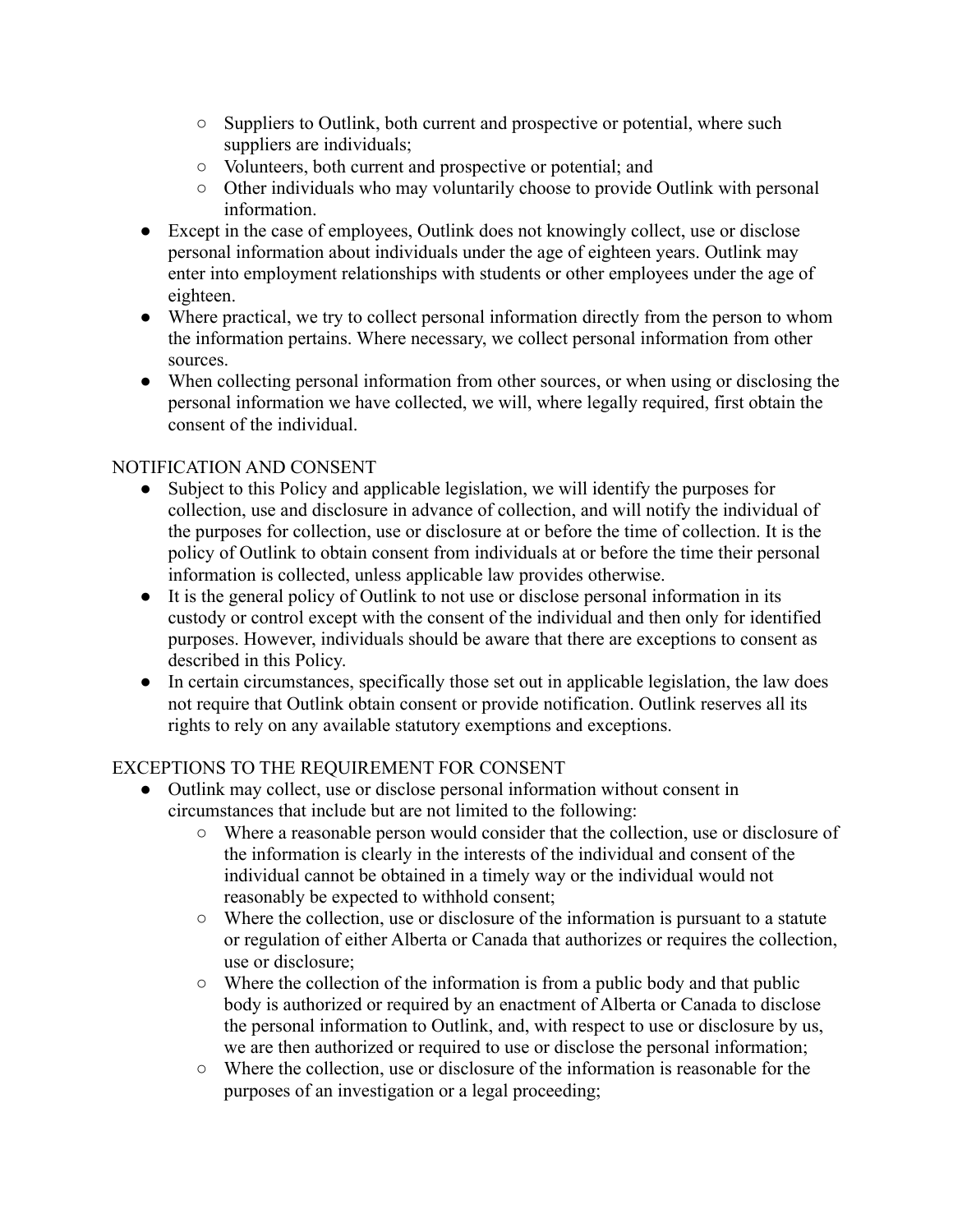- Suppliers to Outlink, both current and prospective or potential, where such suppliers are individuals;
  - Volunteers, both current and prospective or potential; and
  - Other individuals who may voluntarily choose to provide Outlink with personal information.
- Except in the case of employees, Outlink does not knowingly collect, use or disclose personal information about individuals under the age of eighteen years. Outlink may enter into employment relationships with students or other employees under the age of eighteen.
- Where practical, we try to collect personal information directly from the person to whom the information pertains. Where necessary, we collect personal information from other sources.
- When collecting personal information from other sources, or when using or disclosing the personal information we have collected, we will, where legally required, first obtain the consent of the individual.

NOTIFICATION AND CONSENT

- Subject to this Policy and applicable legislation, we will identify the purposes for collection, use and disclosure in advance of collection, and will notify the individual of the purposes for collection, use or disclosure at or before the time of collection. It is the policy of Outlink to obtain consent from individuals at or before the time their personal information is collected, unless applicable law provides otherwise.
- It is the general policy of Outlink to not use or disclose personal information in its custody or control except with the consent of the individual and then only for identified purposes. However, individuals should be aware that there are exceptions to consent as described in this Policy.
- In certain circumstances, specifically those set out in applicable legislation, the law does not require that Outlink obtain consent or provide notification. Outlink reserves all its rights to rely on any available statutory exemptions and exceptions.

EXCEPTIONS TO THE REQUIREMENT FOR CONSENT

- Outlink may collect, use or disclose personal information without consent in circumstances that include but are not limited to the following:
  - Where a reasonable person would consider that the collection, use or disclosure of the information is clearly in the interests of the individual and consent of the individual cannot be obtained in a timely way or the individual would not reasonably be expected to withhold consent;
  - Where the collection, use or disclosure of the information is pursuant to a statute or regulation of either Alberta or Canada that authorizes or requires the collection, use or disclosure;
  - Where the collection of the information is from a public body and that public body is authorized or required by an enactment of Alberta or Canada to disclose the personal information to Outlink, and, with respect to use or disclosure by us, we are then authorized or required to use or disclose the personal information;
  - Where the collection, use or disclosure of the information is reasonable for the purposes of an investigation or a legal proceeding;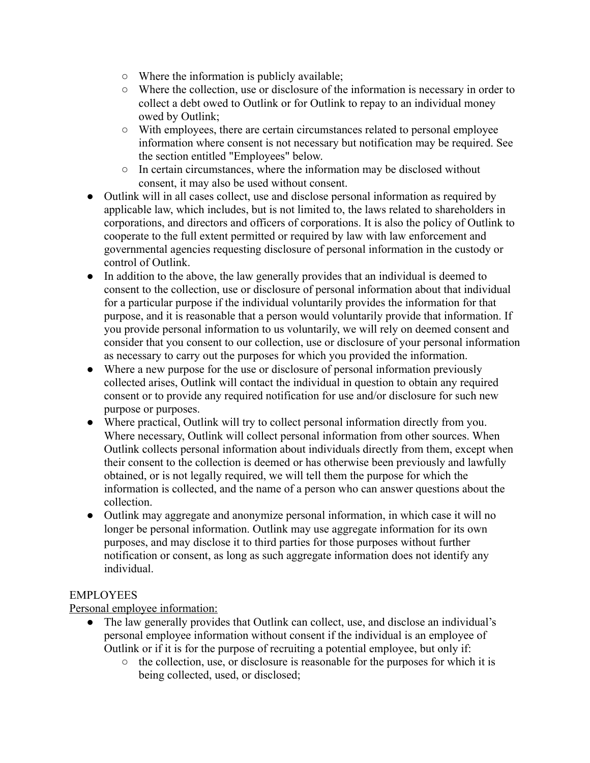- Where the information is publicly available;
    - Where the collection, use or disclosure of the information is necessary in order to collect a debt owed to Outlink or for Outlink to repay to an individual money owed by Outlink;
    - With employees, there are certain circumstances related to personal employee information where consent is not necessary but notification may be required. See the section entitled "Employees" below.
    - In certain circumstances, where the information may be disclosed without consent, it may also be used without consent.
- Outlink will in all cases collect, use and disclose personal information as required by applicable law, which includes, but is not limited to, the laws related to shareholders in corporations, and directors and officers of corporations. It is also the policy of Outlink to cooperate to the full extent permitted or required by law with law enforcement and governmental agencies requesting disclosure of personal information in the custody or control of Outlink.
- In addition to the above, the law generally provides that an individual is deemed to consent to the collection, use or disclosure of personal information about that individual for a particular purpose if the individual voluntarily provides the information for that purpose, and it is reasonable that a person would voluntarily provide that information. If you provide personal information to us voluntarily, we will rely on deemed consent and consider that you consent to our collection, use or disclosure of your personal information as necessary to carry out the purposes for which you provided the information.
- Where a new purpose for the use or disclosure of personal information previously collected arises, Outlink will contact the individual in question to obtain any required consent or to provide any required notification for use and/or disclosure for such new purpose or purposes.
- Where practical, Outlink will try to collect personal information directly from you. Where necessary, Outlink will collect personal information from other sources. When Outlink collects personal information about individuals directly from them, except when their consent to the collection is deemed or has otherwise been previously and lawfully obtained, or is not legally required, we will tell them the purpose for which the information is collected, and the name of a person who can answer questions about the collection.
- Outlink may aggregate and anonymize personal information, in which case it will no longer be personal information. Outlink may use aggregate information for its own purposes, and may disclose it to third parties for those purposes without further notification or consent, as long as such aggregate information does not identify any individual.

EMPLOYEES

Personal employee information:

- The law generally provides that Outlink can collect, use, and disclose an individual's personal employee information without consent if the individual is an employee of Outlink or if it is for the purpose of recruiting a potential employee, but only if:
    - the collection, use, or disclosure is reasonable for the purposes for which it is being collected, used, or disclosed;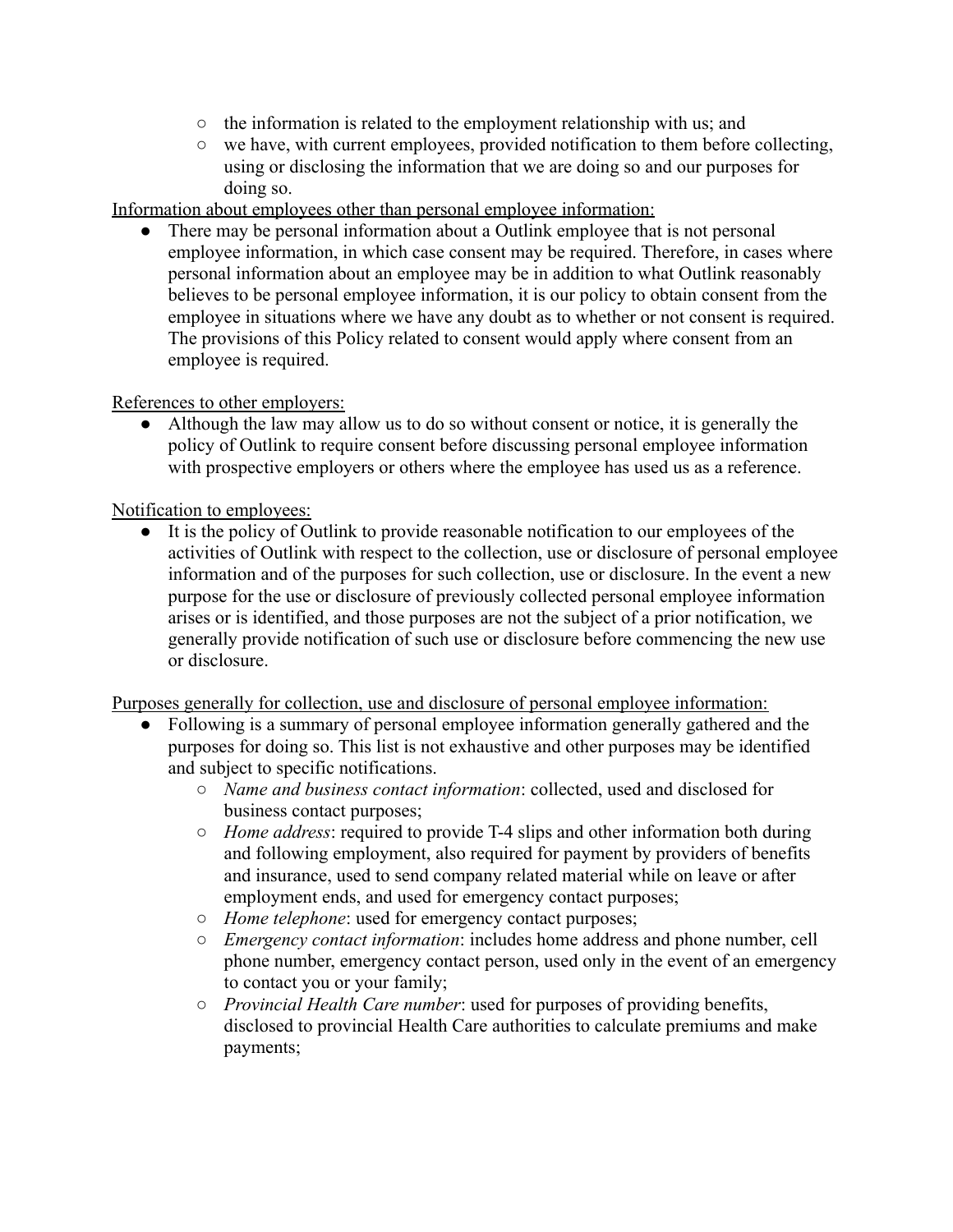- the information is related to the employment relationship with us; and
- we have, with current employees, provided notification to them before collecting, using or disclosing the information that we are doing so and our purposes for doing so.

Information about employees other than personal employee information:

- There may be personal information about a Outlink employee that is not personal employee information, in which case consent may be required. Therefore, in cases where personal information about an employee may be in addition to what Outlink reasonably believes to be personal employee information, it is our policy to obtain consent from the employee in situations where we have any doubt as to whether or not consent is required. The provisions of this Policy related to consent would apply where consent from an employee is required.

References to other employers:

- Although the law may allow us to do so without consent or notice, it is generally the policy of Outlink to require consent before discussing personal employee information with prospective employers or others where the employee has used us as a reference.

Notification to employees:

- It is the policy of Outlink to provide reasonable notification to our employees of the activities of Outlink with respect to the collection, use or disclosure of personal employee information and of the purposes for such collection, use or disclosure. In the event a new purpose for the use or disclosure of previously collected personal employee information arises or is identified, and those purposes are not the subject of a prior notification, we generally provide notification of such use or disclosure before commencing the new use or disclosure.

Purposes generally for collection, use and disclosure of personal employee information:

- Following is a summary of personal employee information generally gathered and the purposes for doing so. This list is not exhaustive and other purposes may be identified and subject to specific notifications.
  - *Name and business contact information*: collected, used and disclosed for business contact purposes;
  - *Home address*: required to provide T-4 slips and other information both during and following employment, also required for payment by providers of benefits and insurance, used to send company related material while on leave or after employment ends, and used for emergency contact purposes;
  - *Home telephone*: used for emergency contact purposes;
  - *Emergency contact information*: includes home address and phone number, cell phone number, emergency contact person, used only in the event of an emergency to contact you or your family;
  - *Provincial Health Care number*: used for purposes of providing benefits, disclosed to provincial Health Care authorities to calculate premiums and make payments;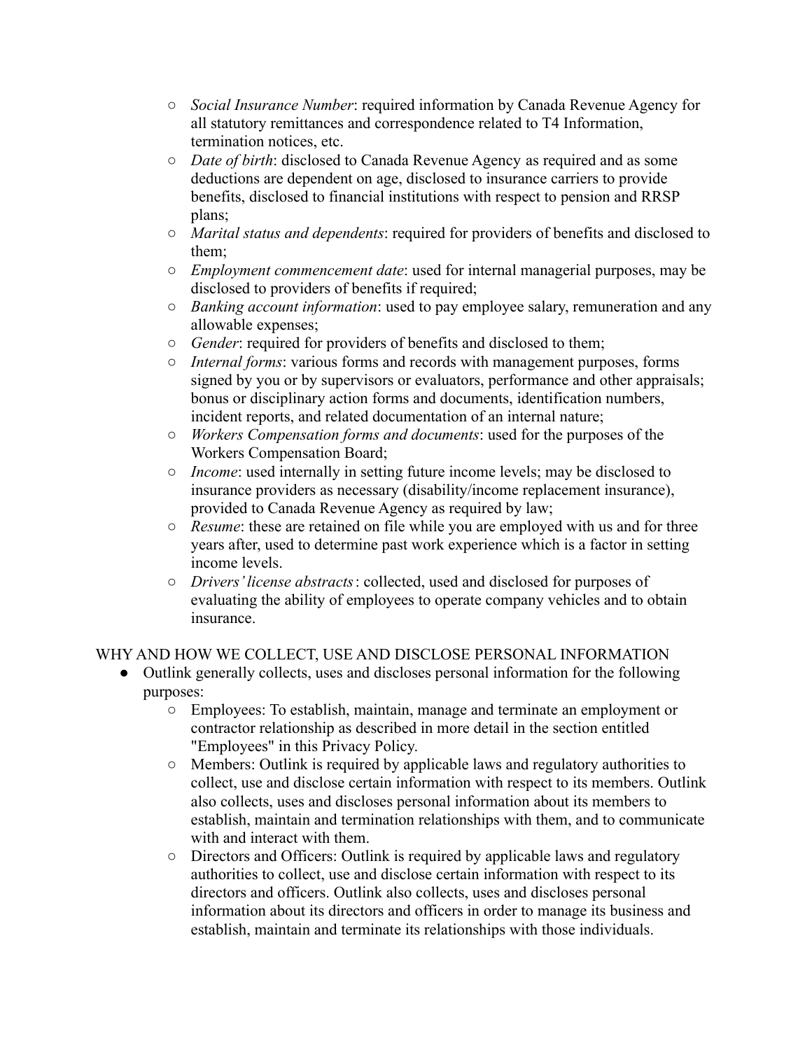- *Social Insurance Number*: required information by Canada Revenue Agency for all statutory remittances and correspondence related to T4 Information, termination notices, etc.
- *Date of birth*: disclosed to Canada Revenue Agency as required and as some deductions are dependent on age, disclosed to insurance carriers to provide benefits, disclosed to financial institutions with respect to pension and RRSP plans;
- *Marital status and dependents*: required for providers of benefits and disclosed to them;
- *Employment commencement date*: used for internal managerial purposes, may be disclosed to providers of benefits if required;
- *Banking account information*: used to pay employee salary, remuneration and any allowable expenses;
- *Gender*: required for providers of benefits and disclosed to them;
- *Internal forms*: various forms and records with management purposes, forms signed by you or by supervisors or evaluators, performance and other appraisals; bonus or disciplinary action forms and documents, identification numbers, incident reports, and related documentation of an internal nature;
- *Workers Compensation forms and documents*: used for the purposes of the Workers Compensation Board;
- *Income*: used internally in setting future income levels; may be disclosed to insurance providers as necessary (disability/income replacement insurance), provided to Canada Revenue Agency as required by law;
- *Resume*: these are retained on file while you are employed with us and for three years after, used to determine past work experience which is a factor in setting income levels.
- *Drivers' license abstracts*: collected, used and disclosed for purposes of evaluating the ability of employees to operate company vehicles and to obtain insurance.

WHY AND HOW WE COLLECT, USE AND DISCLOSE PERSONAL INFORMATION

- Outlink generally collects, uses and discloses personal information for the following purposes:
  - Employees: To establish, maintain, manage and terminate an employment or contractor relationship as described in more detail in the section entitled "Employees" in this Privacy Policy.
  - Members: Outlink is required by applicable laws and regulatory authorities to collect, use and disclose certain information with respect to its members. Outlink also collects, uses and discloses personal information about its members to establish, maintain and termination relationships with them, and to communicate with and interact with them.
  - Directors and Officers: Outlink is required by applicable laws and regulatory authorities to collect, use and disclose certain information with respect to its directors and officers. Outlink also collects, uses and discloses personal information about its directors and officers in order to manage its business and establish, maintain and terminate its relationships with those individuals.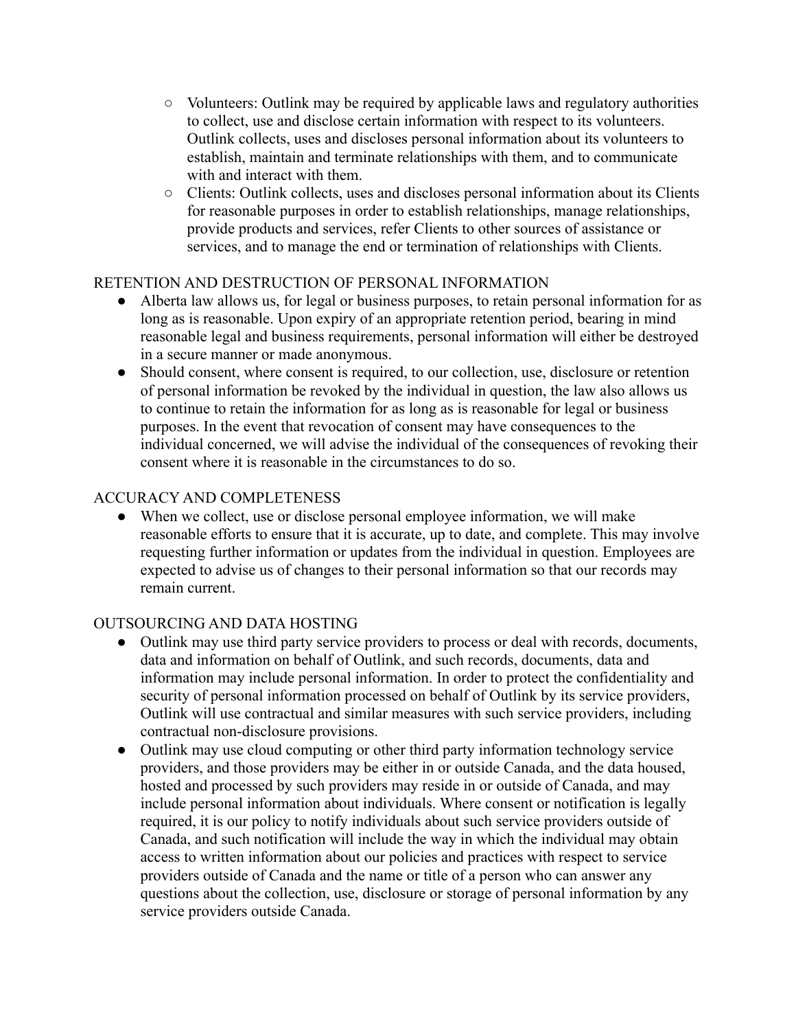- Volunteers: Outlink may be required by applicable laws and regulatory authorities to collect, use and disclose certain information with respect to its volunteers. Outlink collects, uses and discloses personal information about its volunteers to establish, maintain and terminate relationships with them, and to communicate with and interact with them.
  - Clients: Outlink collects, uses and discloses personal information about its Clients for reasonable purposes in order to establish relationships, manage relationships, provide products and services, refer Clients to other sources of assistance or services, and to manage the end or termination of relationships with Clients.

RETENTION AND DESTRUCTION OF PERSONAL INFORMATION

- Alberta law allows us, for legal or business purposes, to retain personal information for as long as is reasonable. Upon expiry of an appropriate retention period, bearing in mind reasonable legal and business requirements, personal information will either be destroyed in a secure manner or made anonymous.
- Should consent, where consent is required, to our collection, use, disclosure or retention of personal information be revoked by the individual in question, the law also allows us to continue to retain the information for as long as is reasonable for legal or business purposes. In the event that revocation of consent may have consequences to the individual concerned, we will advise the individual of the consequences of revoking their consent where it is reasonable in the circumstances to do so.

ACCURACY AND COMPLETENESS

- When we collect, use or disclose personal employee information, we will make reasonable efforts to ensure that it is accurate, up to date, and complete. This may involve requesting further information or updates from the individual in question. Employees are expected to advise us of changes to their personal information so that our records may remain current.

OUTSOURCING AND DATA HOSTING

- Outlink may use third party service providers to process or deal with records, documents, data and information on behalf of Outlink, and such records, documents, data and information may include personal information. In order to protect the confidentiality and security of personal information processed on behalf of Outlink by its service providers, Outlink will use contractual and similar measures with such service providers, including contractual non-disclosure provisions.
- Outlink may use cloud computing or other third party information technology service providers, and those providers may be either in or outside Canada, and the data housed, hosted and processed by such providers may reside in or outside of Canada, and may include personal information about individuals. Where consent or notification is legally required, it is our policy to notify individuals about such service providers outside of Canada, and such notification will include the way in which the individual may obtain access to written information about our policies and practices with respect to service providers outside of Canada and the name or title of a person who can answer any questions about the collection, use, disclosure or storage of personal information by any service providers outside Canada.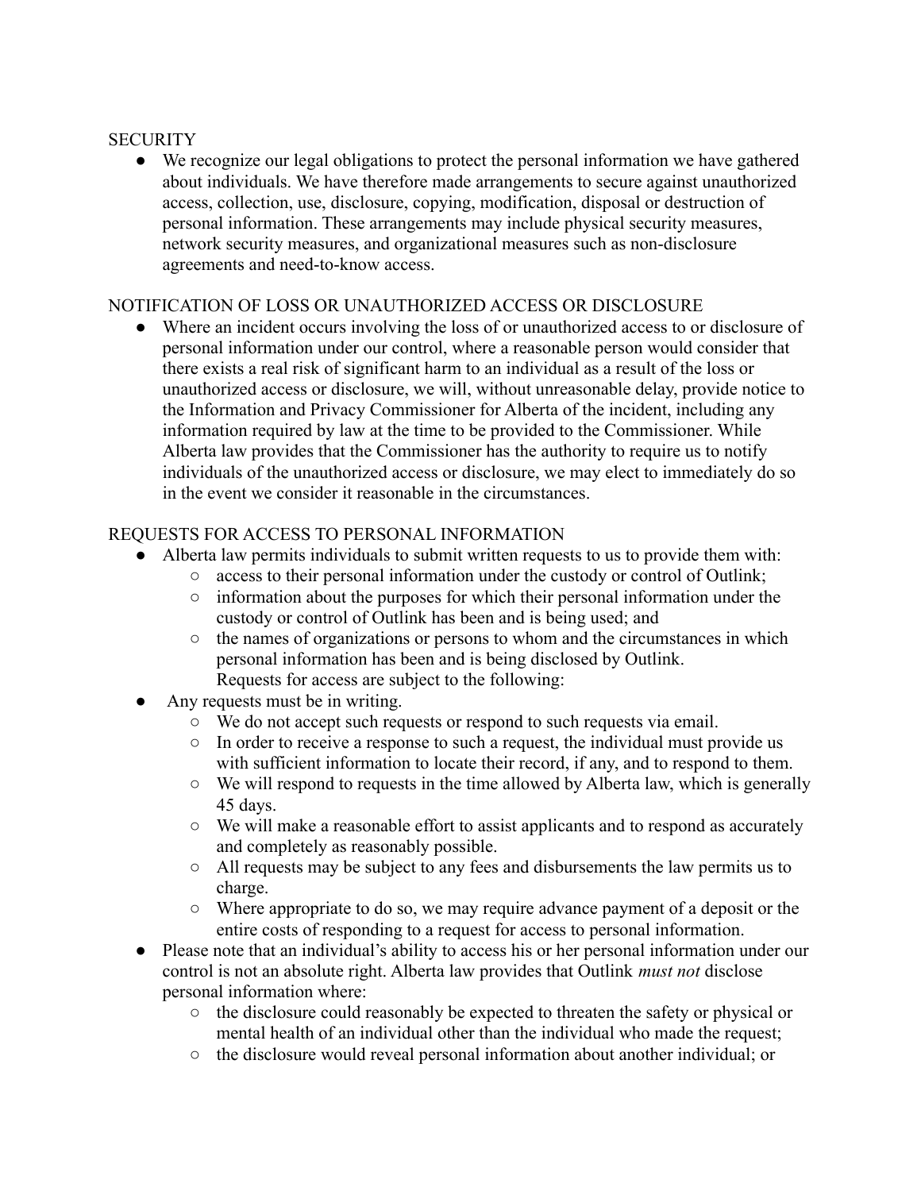## SECURITY

- We recognize our legal obligations to protect the personal information we have gathered about individuals. We have therefore made arrangements to secure against unauthorized access, collection, use, disclosure, copying, modification, disposal or destruction of personal information. These arrangements may include physical security measures, network security measures, and organizational measures such as non-disclosure agreements and need-to-know access.

## NOTIFICATION OF LOSS OR UNAUTHORIZED ACCESS OR DISCLOSURE

- Where an incident occurs involving the loss of or unauthorized access to or disclosure of personal information under our control, where a reasonable person would consider that there exists a real risk of significant harm to an individual as a result of the loss or unauthorized access or disclosure, we will, without unreasonable delay, provide notice to the Information and Privacy Commissioner for Alberta of the incident, including any information required by law at the time to be provided to the Commissioner. While Alberta law provides that the Commissioner has the authority to require us to notify individuals of the unauthorized access or disclosure, we may elect to immediately do so in the event we consider it reasonable in the circumstances.

## REQUESTS FOR ACCESS TO PERSONAL INFORMATION

- Alberta law permits individuals to submit written requests to us to provide them with:
  - access to their personal information under the custody or control of Outlink;
  - information about the purposes for which their personal information under the custody or control of Outlink has been and is being used; and
  - the names of organizations or persons to whom and the circumstances in which personal information has been and is being disclosed by Outlink.

  Requests for access are subject to the following:
- Any requests must be in writing.
  - We do not accept such requests or respond to such requests via email.
  - In order to receive a response to such a request, the individual must provide us with sufficient information to locate their record, if any, and to respond to them.
  - We will respond to requests in the time allowed by Alberta law, which is generally 45 days.
  - We will make a reasonable effort to assist applicants and to respond as accurately and completely as reasonably possible.
  - All requests may be subject to any fees and disbursements the law permits us to charge.
  - Where appropriate to do so, we may require advance payment of a deposit or the entire costs of responding to a request for access to personal information.
- Please note that an individual's ability to access his or her personal information under our control is not an absolute right. Alberta law provides that Outlink *must not* disclose personal information where:
  - the disclosure could reasonably be expected to threaten the safety or physical or mental health of an individual other than the individual who made the request;
  - the disclosure would reveal personal information about another individual; or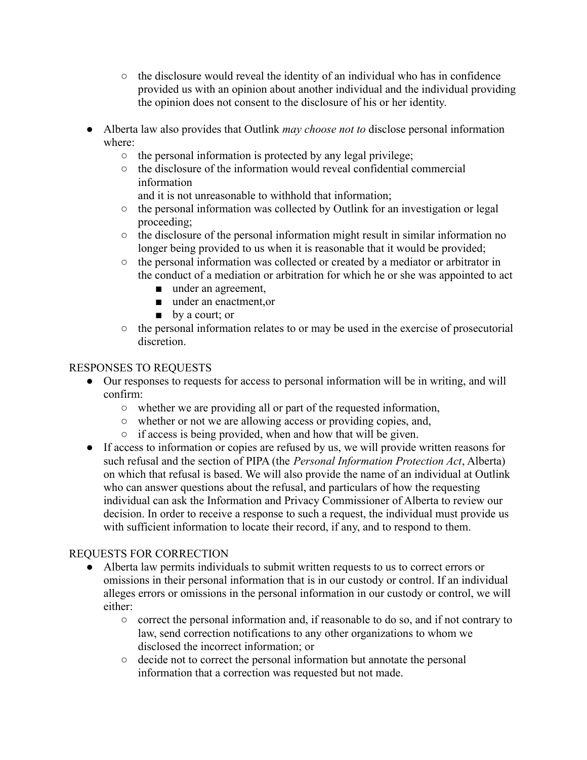- the disclosure would reveal the identity of an individual who has in confidence provided us with an opinion about another individual and the individual providing the opinion does not consent to the disclosure of his or her identity.

- Alberta law also provides that Outlink *may choose not to* disclose personal information where:
  - the personal information is protected by any legal privilege;
  - the disclosure of the information would reveal confidential commercial information
    and it is not unreasonable to withhold that information;
  - the personal information was collected by Outlink for an investigation or legal proceeding;
  - the disclosure of the personal information might result in similar information no longer being provided to us when it is reasonable that it would be provided;
  - the personal information was collected or created by a mediator or arbitrator in the conduct of a mediation or arbitration for which he or she was appointed to act
    - under an agreement,
    - under an enactment,or
    - by a court; or
  - the personal information relates to or may be used in the exercise of prosecutorial discretion.

RESPONSES TO REQUESTS

- Our responses to requests for access to personal information will be in writing, and will confirm:
  - whether we are providing all or part of the requested information,
  - whether or not we are allowing access or providing copies, and,
  - if access is being provided, when and how that will be given.
- If access to information or copies are refused by us, we will provide written reasons for such refusal and the section of PIPA (the *Personal Information Protection Act*, Alberta) on which that refusal is based. We will also provide the name of an individual at Outlink who can answer questions about the refusal, and particulars of how the requesting individual can ask the Information and Privacy Commissioner of Alberta to review our decision. In order to receive a response to such a request, the individual must provide us with sufficient information to locate their record, if any, and to respond to them.

REQUESTS FOR CORRECTION

- Alberta law permits individuals to submit written requests to us to correct errors or omissions in their personal information that is in our custody or control. If an individual alleges errors or omissions in the personal information in our custody or control, we will either:
  - correct the personal information and, if reasonable to do so, and if not contrary to law, send correction notifications to any other organizations to whom we disclosed the incorrect information; or
  - decide not to correct the personal information but annotate the personal information that a correction was requested but not made.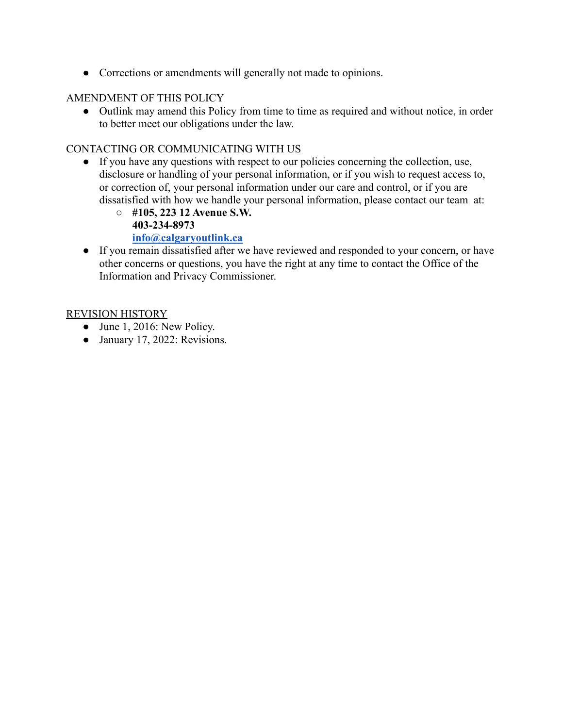- Corrections or amendments will generally not made to opinions.

AMENDMENT OF THIS POLICY

- Outlink may amend this Policy from time to time as required and without notice, in order to better meet our obligations under the law.

CONTACTING OR COMMUNICATING WITH US

- If you have any questions with respect to our policies concerning the collection, use, disclosure or handling of your personal information, or if you wish to request access to, or correction of, your personal information under our care and control, or if you are dissatisfied with how we handle your personal information, please contact our team at:
  - **#105, 223 12 Avenue S.W.**
    **403-234-8973**
    **info@calgaryoutlink.ca**
- If you remain dissatisfied after we have reviewed and responded to your concern, or have other concerns or questions, you have the right at any time to contact the Office of the Information and Privacy Commissioner.

REVISION HISTORY

- June 1, 2016: New Policy.
- January 17, 2022: Revisions.